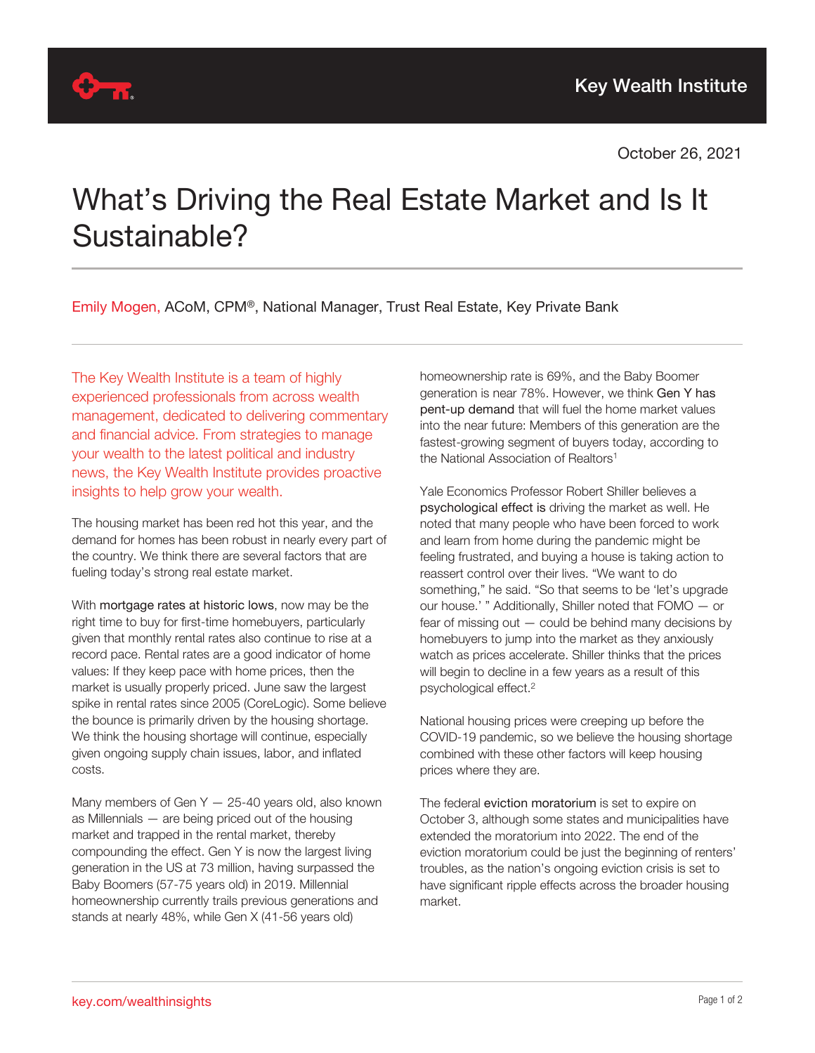Key Wealth Institute

October 26, 2021

# What's Driving the Real Estate Market and Is It Sustainable?

Emily Mogen, ACoM, CPM®, National Manager, Trust Real Estate, Key Private Bank

The Key Wealth Institute is a team of highly experienced professionals from across wealth management, dedicated to delivering commentary and financial advice. From strategies to manage your wealth to the latest political and industry news, the Key Wealth Institute provides proactive insights to help grow your wealth.

The housing market has been red hot this year, and the demand for homes has been robust in nearly every part of the country. We think there are several factors that are fueling today's strong real estate market.

With mortgage rates at historic lows, now may be the right time to buy for first-time homebuyers, particularly given that monthly rental rates also continue to rise at a record pace. Rental rates are a good indicator of home values: If they keep pace with home prices, then the market is usually properly priced. June saw the largest spike in rental rates since 2005 (CoreLogic). Some believe the bounce is primarily driven by the housing shortage. We think the housing shortage will continue, especially given ongoing supply chain issues, labor, and inflated costs.

Many members of Gen Y — 25-40 years old, also known as Millennials — are being priced out of the housing market and trapped in the rental market, thereby compounding the effect. Gen Y is now the largest living generation in the US at 73 million, having surpassed the Baby Boomers (57-75 years old) in 2019. Millennial homeownership currently trails previous generations and stands at nearly 48%, while Gen X (41-56 years old) homeownership rate is 69%, and the Baby Boomer generation is near 78%. However, we think Gen Y has pent-up demand that will fuel the home market values into the near future: Members of this generation are the fastest-growing segment of buyers today, according to the National Association of Realtors[1]

Yale Economics Professor Robert Shiller believes a psychological effect is driving the market as well. He noted that many people who have been forced to work and learn from home during the pandemic might be feeling frustrated, and buying a house is taking action to reassert control over their lives. "We want to do something," he said. "So that seems to be 'let's upgrade our house.' " Additionally, Shiller noted that FOMO — or fear of missing out — could be behind many decisions by homebuyers to jump into the market as they anxiously watch as prices accelerate. Shiller thinks that the prices will begin to decline in a few years as a result of this psychological effect.[2]

National housing prices were creeping up before the COVID-19 pandemic, so we believe the housing shortage combined with these other factors will keep housing prices where they are.

The federal eviction moratorium is set to expire on October 3, although some states and municipalities have extended the moratorium into 2022. The end of the eviction moratorium could be just the beginning of renters' troubles, as the nation's ongoing eviction crisis is set to have significant ripple effects across the broader housing market.

key.com/wealthinsights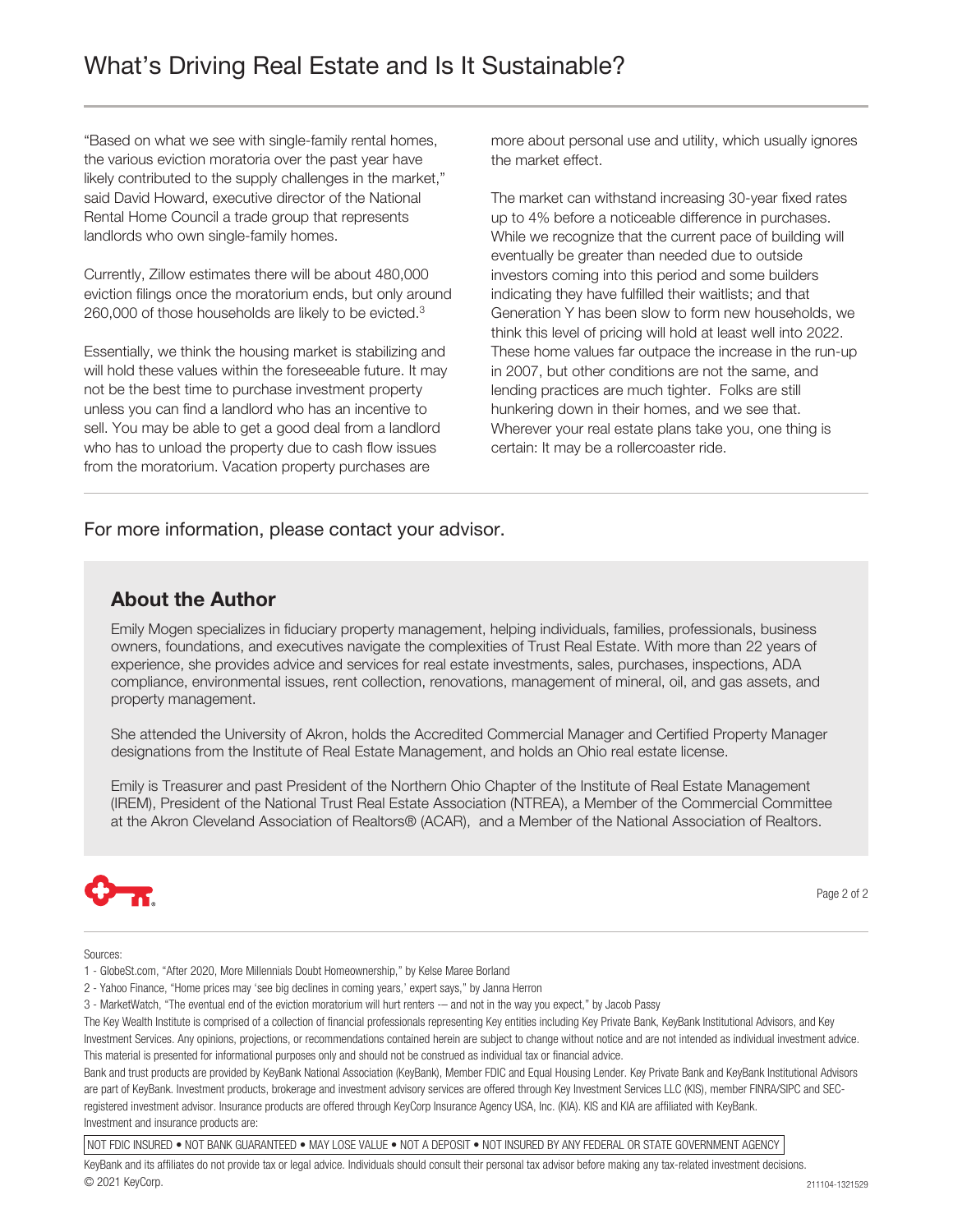# What's Driving Real Estate and Is It Sustainable?

"Based on what we see with single-family rental homes, the various eviction moratoria over the past year have likely contributed to the supply challenges in the market," said David Howard, executive director of the National Rental Home Council a trade group that represents landlords who own single-family homes.

Currently, Zillow estimates there will be about 480,000 eviction filings once the moratorium ends, but only around 260,000 of those households are likely to be evicted.[3]

Essentially, we think the housing market is stabilizing and will hold these values within the foreseeable future. It may not be the best time to purchase investment property unless you can find a landlord who has an incentive to sell. You may be able to get a good deal from a landlord who has to unload the property due to cash flow issues from the moratorium. Vacation property purchases are more about personal use and utility, which usually ignores the market effect.

The market can withstand increasing 30-year fixed rates up to 4% before a noticeable difference in purchases. While we recognize that the current pace of building will eventually be greater than needed due to outside investors coming into this period and some builders indicating they have fulfilled their waitlists; and that Generation Y has been slow to form new households, we think this level of pricing will hold at least well into 2022. These home values far outpace the increase in the run-up in 2007, but other conditions are not the same, and lending practices are much tighter. Folks are still hunkering down in their homes, and we see that. Wherever your real estate plans take you, one thing is certain: It may be a rollercoaster ride.

For more information, please contact your advisor.

## About the Author

Emily Mogen specializes in fiduciary property management, helping individuals, families, professionals, business owners, foundations, and executives navigate the complexities of Trust Real Estate. With more than 22 years of experience, she provides advice and services for real estate investments, sales, purchases, inspections, ADA compliance, environmental issues, rent collection, renovations, management of mineral, oil, and gas assets, and property management.

She attended the University of Akron, holds the Accredited Commercial Manager and Certified Property Manager designations from the Institute of Real Estate Management, and holds an Ohio real estate license.

Emily is Treasurer and past President of the Northern Ohio Chapter of the Institute of Real Estate Management (IREM), President of the National Trust Real Estate Association (NTREA), a Member of the Commercial Committee at the Akron Cleveland Association of Realtors® (ACAR), and a Member of the National Association of Realtors.

Sources:

1 - GlobeSt.com, "After 2020, More Millennials Doubt Homeownership," by Kelse Maree Borland

2 - Yahoo Finance, "Home prices may 'see big declines in coming years,' expert says," by Janna Herron

3 - MarketWatch, "The eventual end of the eviction moratorium will hurt renters –– and not in the way you expect," by Jacob Passy

The Key Wealth Institute is comprised of a collection of financial professionals representing Key entities including Key Private Bank, KeyBank Institutional Advisors, and Key Investment Services. Any opinions, projections, or recommendations contained herein are subject to change without notice and are not intended as individual investment advice. This material is presented for informational purposes only and should not be construed as individual tax or financial advice.

Bank and trust products are provided by KeyBank National Association (KeyBank), Member FDIC and Equal Housing Lender. Key Private Bank and KeyBank Institutional Advisors are part of KeyBank. Investment products, brokerage and investment advisory services are offered through Key Investment Services LLC (KIS), member FINRA/SIPC and SEC-registered investment advisor. Insurance products are offered through KeyCorp Insurance Agency USA, Inc. (KIA). KIS and KIA are affiliated with KeyBank.

Investment and insurance products are:

NOT FDIC INSURED • NOT BANK GUARANTEED • MAY LOSE VALUE • NOT A DEPOSIT • NOT INSURED BY ANY FEDERAL OR STATE GOVERNMENT AGENCY

KeyBank and its affiliates do not provide tax or legal advice. Individuals should consult their personal tax advisor before making any tax-related investment decisions.

© 2021 KeyCorp.

211104-1321529